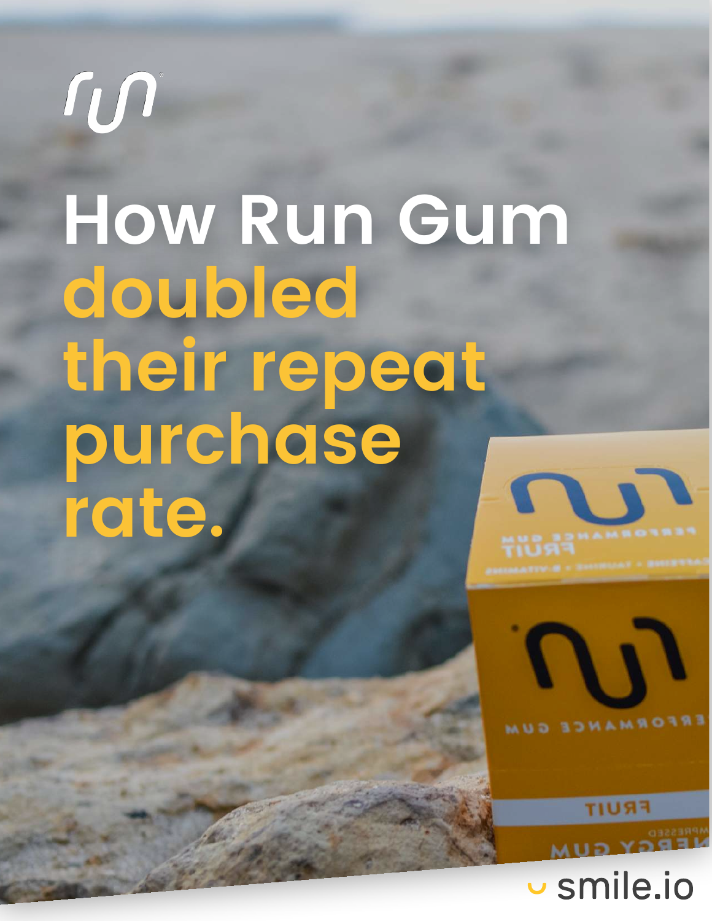# How Run Gum doubled their repeat purchase rate.

smile.io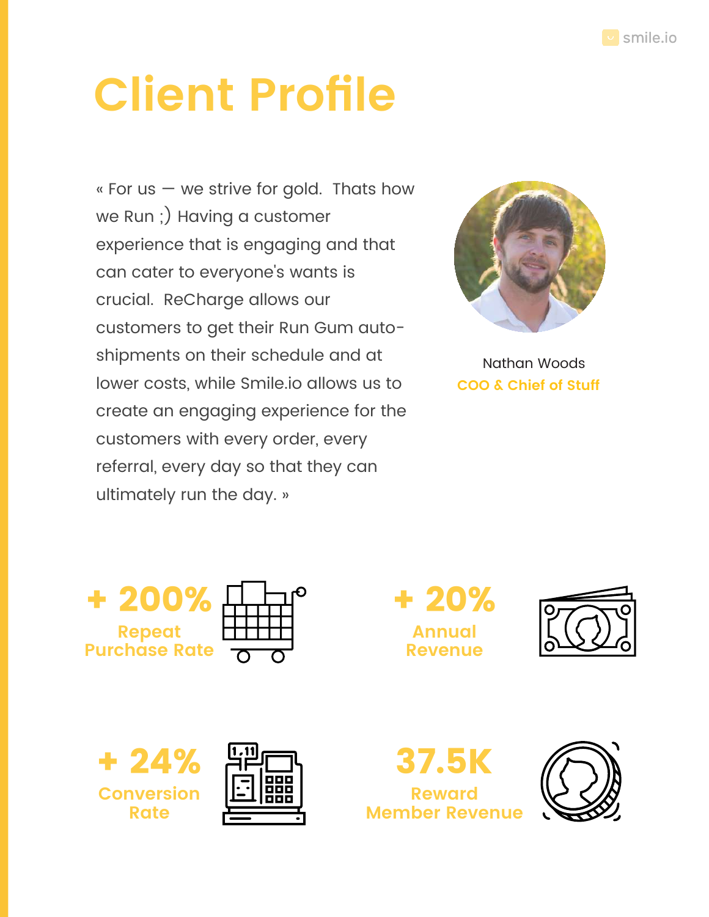# Client Profile

« For us — we strive for gold. Thats how we Run ;) Having a customer experience that is engaging and that can cater to everyone's wants is crucial. ReCharge allows our customers to get their Run Gum auto-shipments on their schedule and at lower costs, while Smile.io allows us to create an engaging experience for the customers with every order, every referral, every day so that they can ultimately run the day. »

Nathan Woods
**COO & Chief of Stuff**

**+ 200%**
**Repeat Purchase Rate**

**+ 20%**
**Annual Revenue**

**+ 24%**
**Conversion Rate**

**37.5K**
**Reward Member Revenue**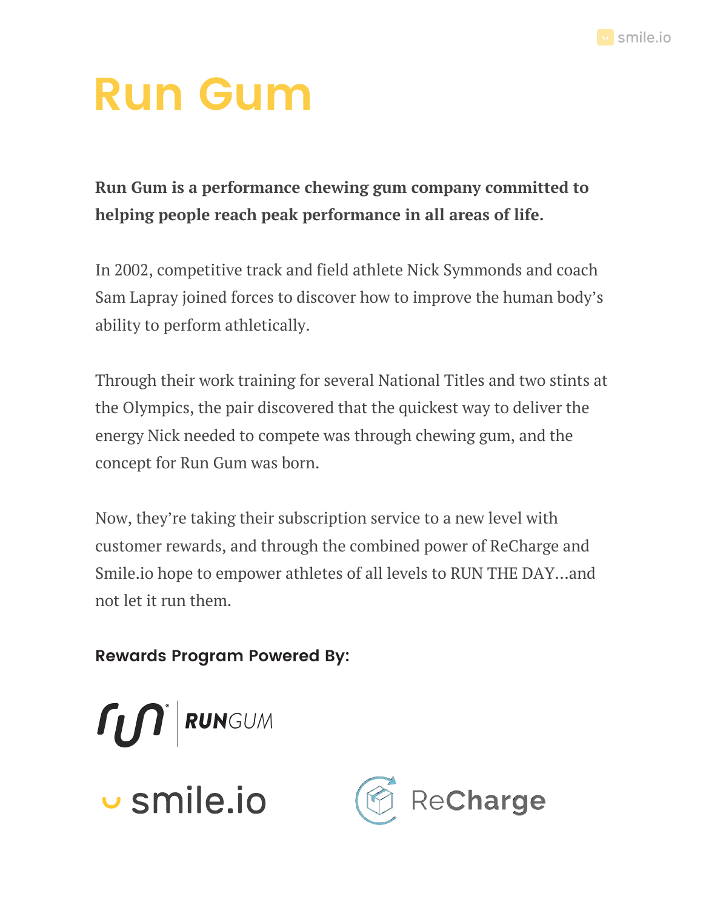# Run Gum

**Run Gum is a performance chewing gum company committed to helping people reach peak performance in all areas of life.**

In 2002, competitive track and field athlete Nick Symmonds and coach Sam Lapray joined forces to discover how to improve the human body's ability to perform athletically.

Through their work training for several National Titles and two stints at the Olympics, the pair discovered that the quickest way to deliver the energy Nick needed to compete was through chewing gum, and the concept for Run Gum was born.

Now, they're taking their subscription service to a new level with customer rewards, and through the combined power of ReCharge and Smile.io hope to empower athletes of all levels to RUN THE DAY...and not let it run them.

**Rewards Program Powered By:**

RUNGUM

smile.io

ReCharge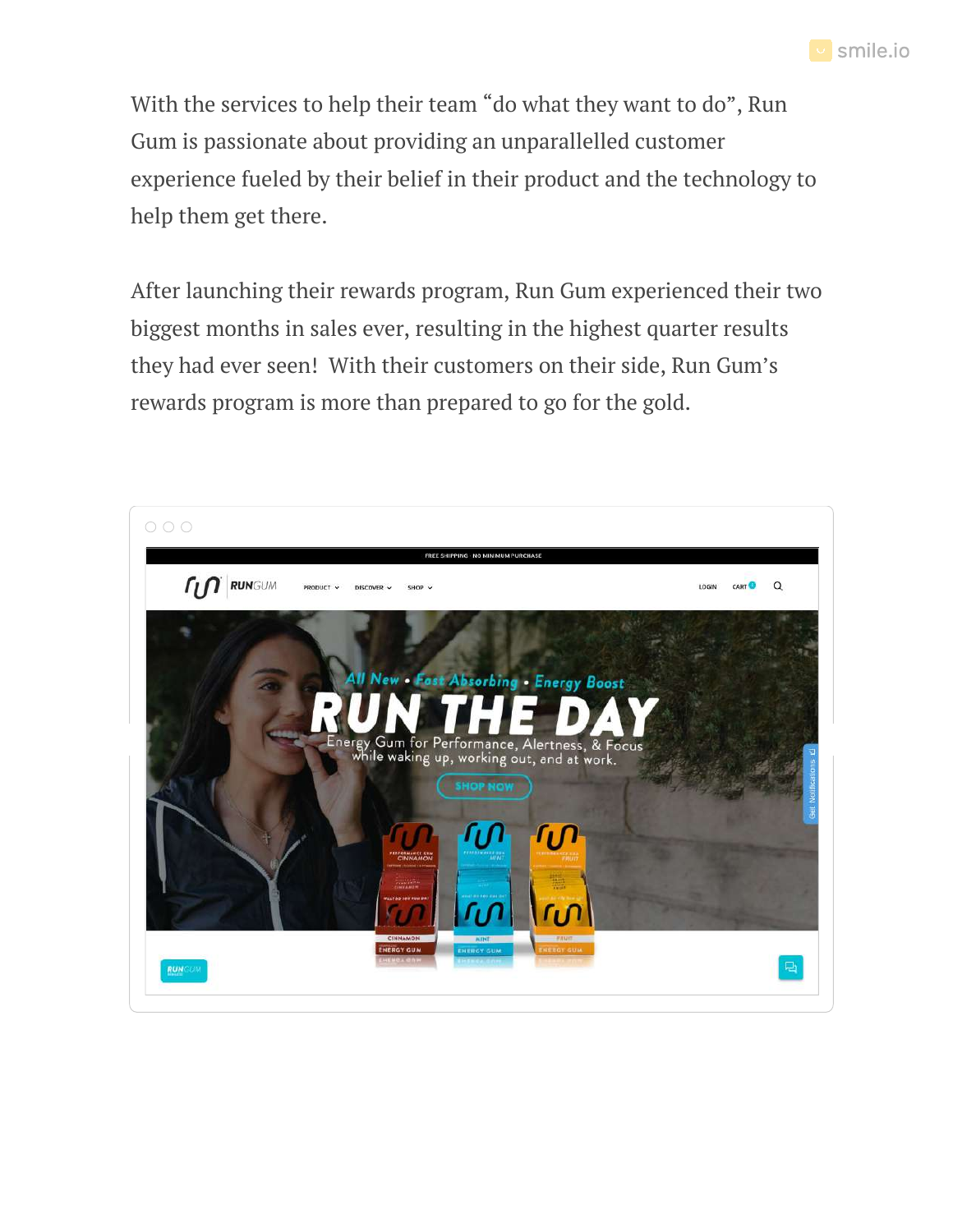With the services to help their team "do what they want to do", Run Gum is passionate about providing an unparallelled customer experience fueled by their belief in their product and the technology to help them get there.

After launching their rewards program, Run Gum experienced their two biggest months in sales ever, resulting in the highest quarter results they had ever seen!  With their customers on their side, Run Gum's rewards program is more than prepared to go for the gold.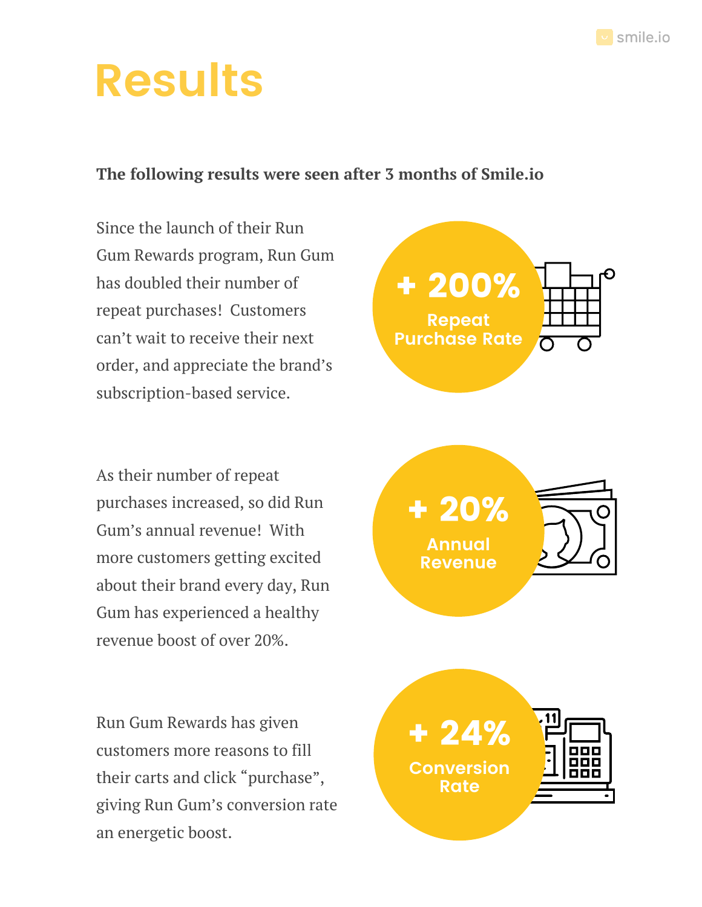# Results

**The following results were seen after 3 months of Smile.io**

Since the launch of their Run Gum Rewards program, Run Gum has doubled their number of repeat purchases! Customers can't wait to receive their next order, and appreciate the brand's subscription-based service.

**+ 200%**
**Repeat Purchase Rate**

As their number of repeat purchases increased, so did Run Gum's annual revenue! With more customers getting excited about their brand every day, Run Gum has experienced a healthy revenue boost of over 20%.

**+ 20%**
**Annual Revenue**

Run Gum Rewards has given customers more reasons to fill their carts and click "purchase", giving Run Gum's conversion rate an energetic boost.

**+ 24%**
**Conversion Rate**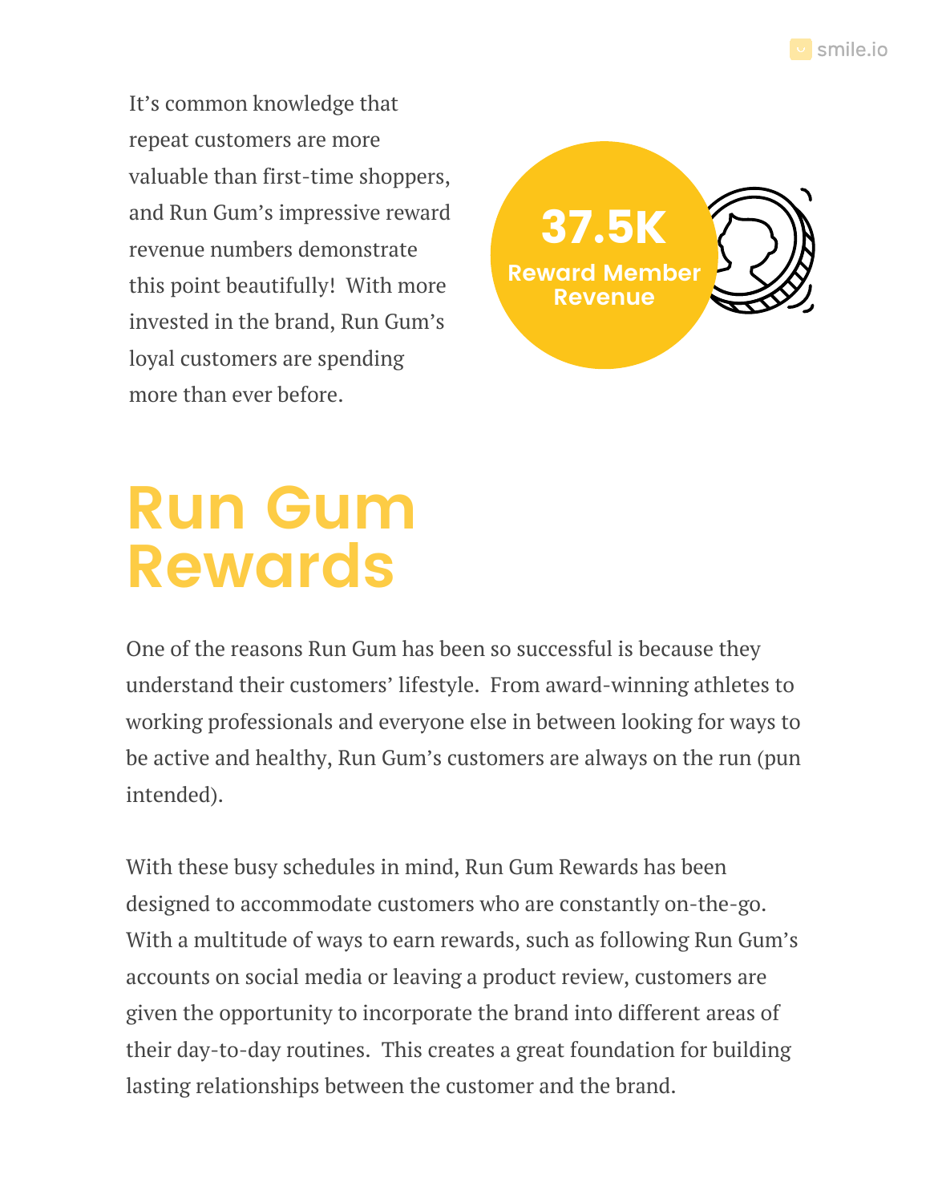It's common knowledge that repeat customers are more valuable than first-time shoppers, and Run Gum's impressive reward revenue numbers demonstrate this point beautifully! With more invested in the brand, Run Gum's loyal customers are spending more than ever before.

**37.5K**
**Reward Member Revenue**

# Run Gum Rewards

One of the reasons Run Gum has been so successful is because they understand their customers' lifestyle. From award-winning athletes to working professionals and everyone else in between looking for ways to be active and healthy, Run Gum's customers are always on the run (pun intended).

With these busy schedules in mind, Run Gum Rewards has been designed to accommodate customers who are constantly on-the-go. With a multitude of ways to earn rewards, such as following Run Gum's accounts on social media or leaving a product review, customers are given the opportunity to incorporate the brand into different areas of their day-to-day routines. This creates a great foundation for building lasting relationships between the customer and the brand.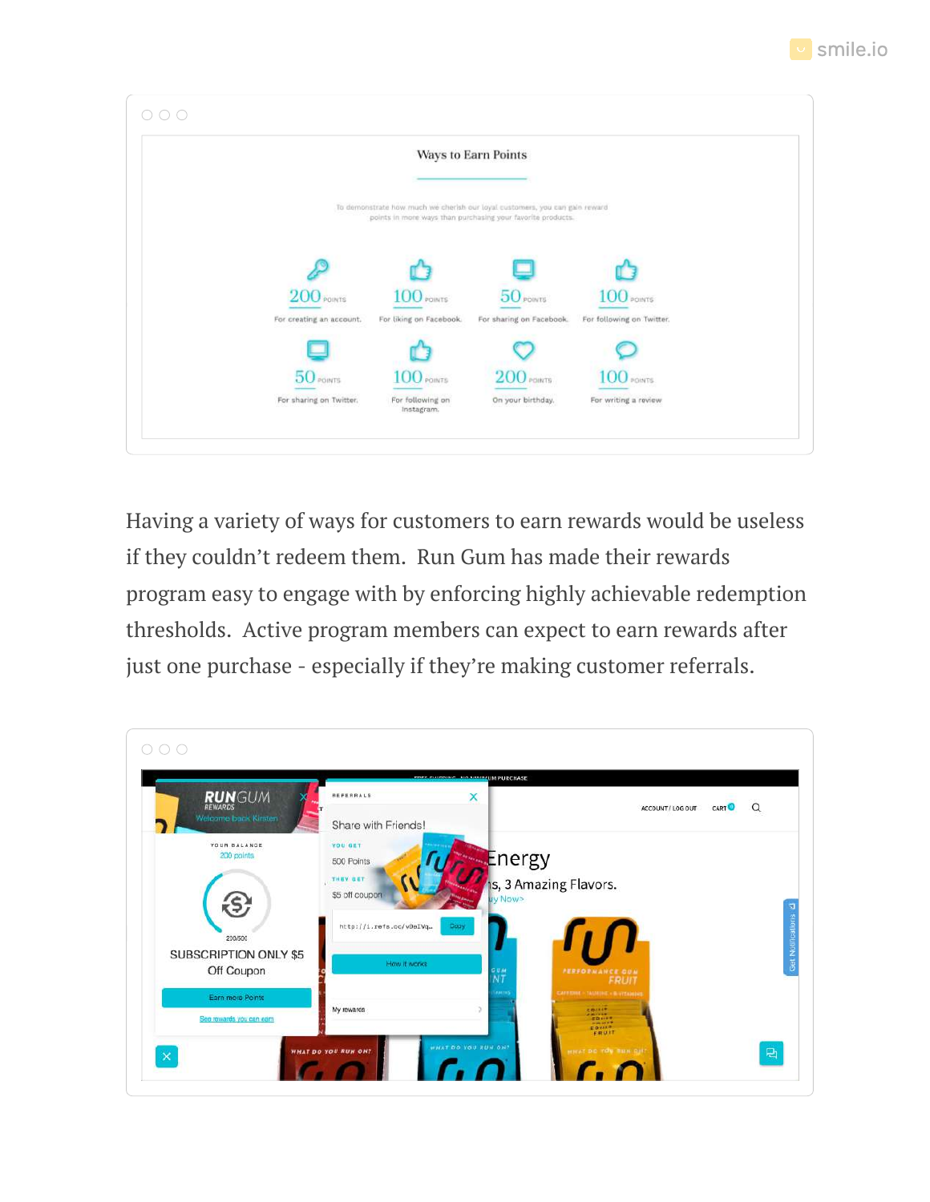Having a variety of ways for customers to earn rewards would be useless if they couldn't redeem them. Run Gum has made their rewards program easy to engage with by enforcing highly achievable redemption thresholds. Active program members can expect to earn rewards after just one purchase - especially if they're making customer referrals.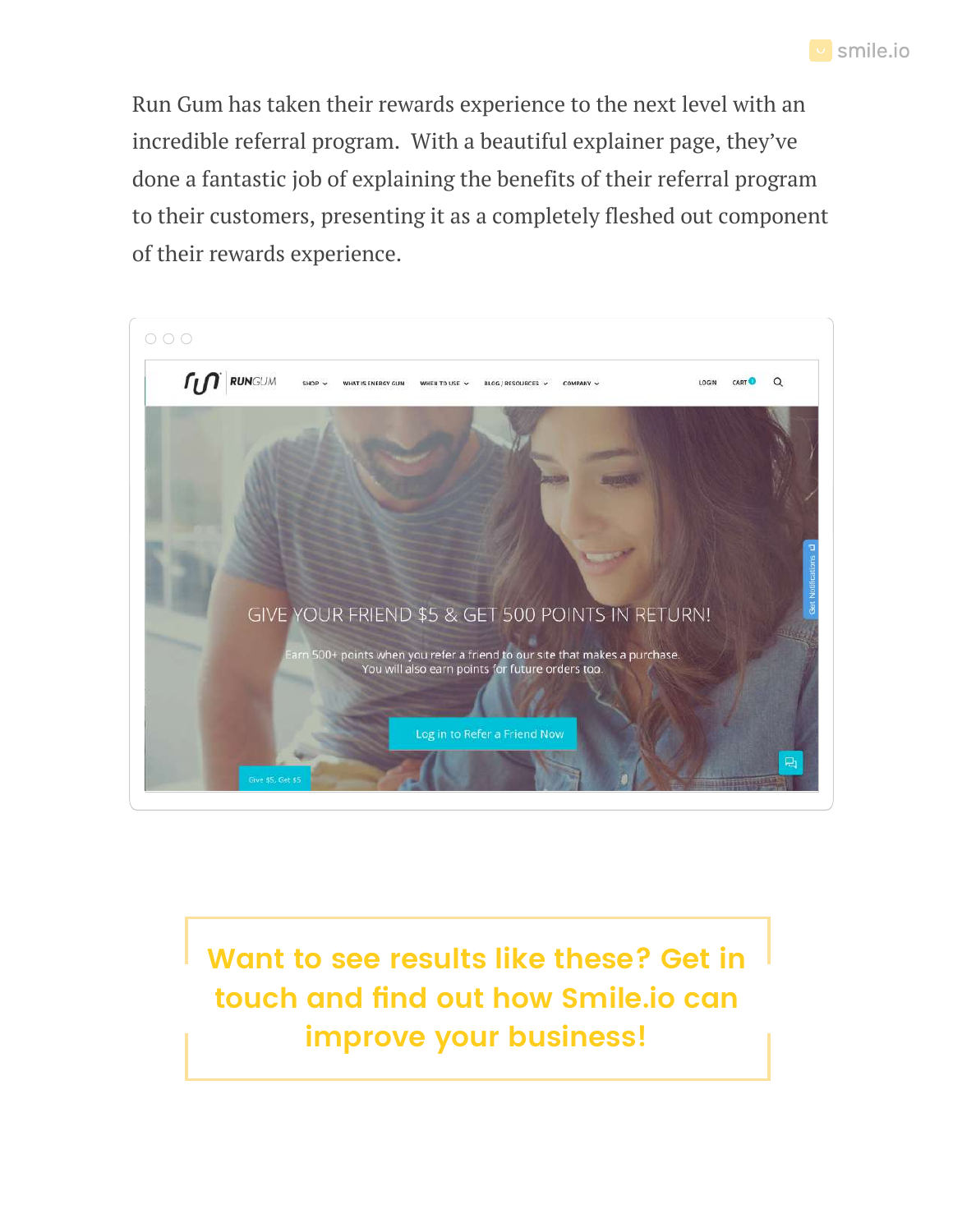Run Gum has taken their rewards experience to the next level with an incredible referral program. With a beautiful explainer page, they've done a fantastic job of explaining the benefits of their referral program to their customers, presenting it as a completely fleshed out component of their rewards experience.

**Want to see results like these? Get in touch and find out how Smile.io can improve your business!**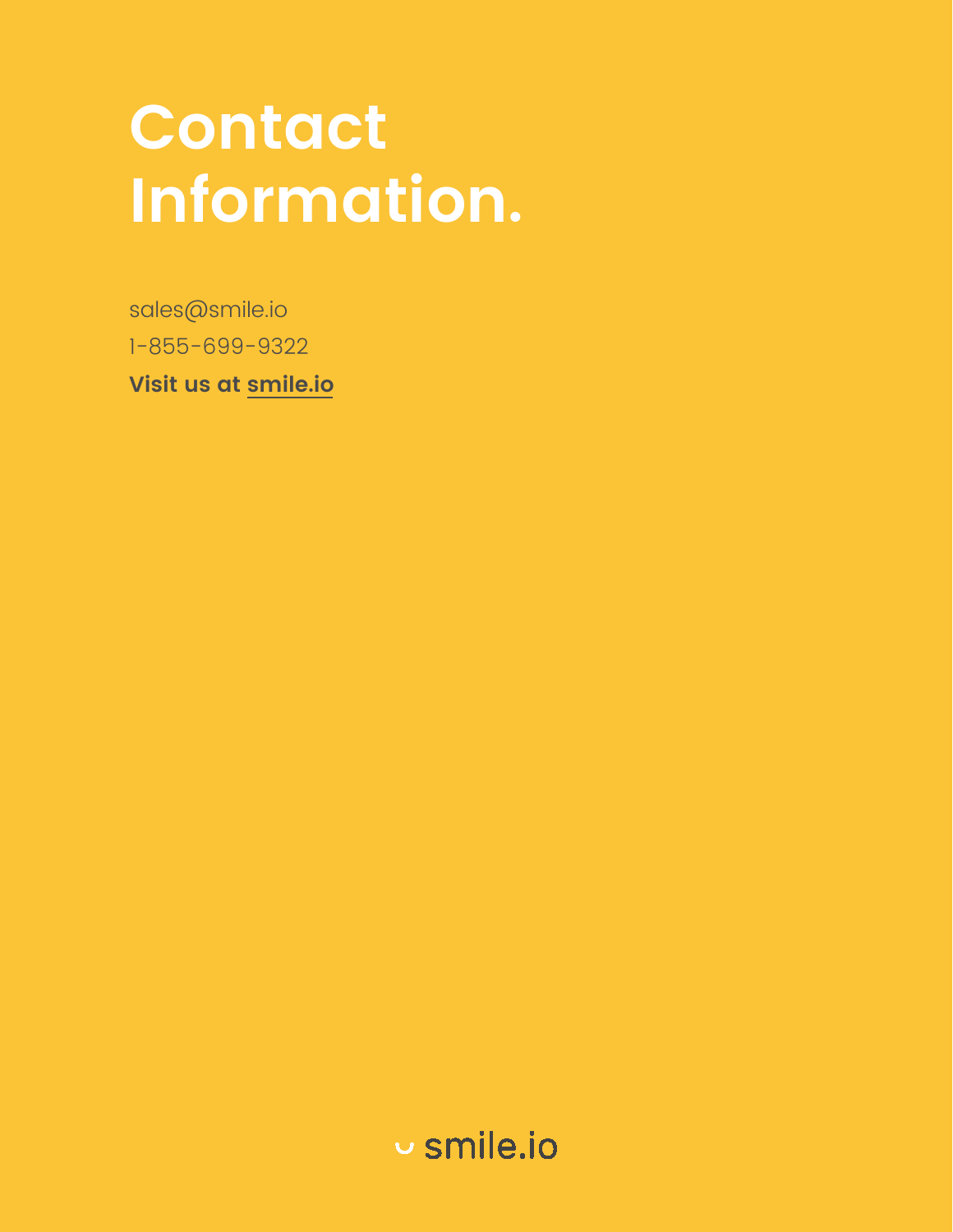# Contact Information.

sales@smile.io

1-855-699-9322

**Visit us at smile.io**

smile.io